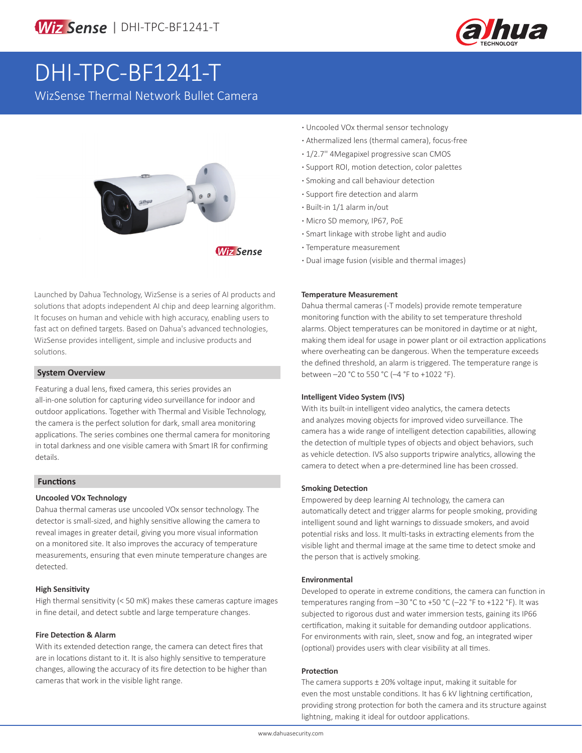# DHI-TPC-BF1241-T

WizSense Thermal Network Bullet Camera

- Uncooled VOx thermal sensor technology
- Athermalized lens (thermal camera), focus-free
- 1/2.7'' 4Megapixel progressive scan CMOS
- Support ROI, motion detection, color palettes
- Smoking and call behaviour detection
- Support fire detection and alarm
- Built-in 1/1 alarm in/out
- Micro SD memory, IP67, PoE
- Smart linkage with strobe light and audio
- Temperature measurement
- Dual image fusion (visible and thermal images)

Launched by Dahua Technology, WizSense is a series of AI products and solutions that adopts independent AI chip and deep learning algorithm. It focuses on human and vehicle with high accuracy, enabling users to fast act on defined targets. Based on Dahua's advanced technologies, WizSense provides intelligent, simple and inclusive products and solutions.

## System Overview

Featuring a dual lens, fixed camera, this series provides an all-in-one solution for capturing video surveillance for indoor and outdoor applications. Together with Thermal and Visible Technology, the camera is the perfect solution for dark, small area monitoring applications. The series combines one thermal camera for monitoring in total darkness and one visible camera with Smart IR for confirming details.

## Functions

### Uncooled VOx Technology

Dahua thermal cameras use uncooled VOx sensor technology. The detector is small-sized, and highly sensitive allowing the camera to reveal images in greater detail, giving you more visual information on a monitored site. It also improves the accuracy of temperature measurements, ensuring that even minute temperature changes are detected.

### High Sensitivity

High thermal sensitivity (< 50 mK) makes these cameras capture images in fine detail, and detect subtle and large temperature changes.

### Fire Detection & Alarm

With its extended detection range, the camera can detect fires that are in locations distant to it. It is also highly sensitive to temperature changes, allowing the accuracy of its fire detection to be higher than cameras that work in the visible light range.

### Temperature Measurement

Dahua thermal cameras (-T models) provide remote temperature monitoring function with the ability to set temperature threshold alarms. Object temperatures can be monitored in daytime or at night, making them ideal for usage in power plant or oil extraction applications where overheating can be dangerous. When the temperature exceeds the defined threshold, an alarm is triggered. The temperature range is between –20 °C to 550 °C (–4 °F to +1022 °F).

### Intelligent Video System (IVS)

With its built-in intelligent video analytics, the camera detects and analyzes moving objects for improved video surveillance. The camera has a wide range of intelligent detection capabilities, allowing the detection of multiple types of objects and object behaviors, such as vehicle detection. IVS also supports tripwire analytics, allowing the camera to detect when a pre-determined line has been crossed.

### Smoking Detection

Empowered by deep learning AI technology, the camera can automatically detect and trigger alarms for people smoking, providing intelligent sound and light warnings to dissuade smokers, and avoid potential risks and loss. It multi-tasks in extracting elements from the visible light and thermal image at the same time to detect smoke and the person that is actively smoking.

### Environmental

Developed to operate in extreme conditions, the camera can function in temperatures ranging from –30 °C to +50 °C (–22 °F to +122 °F). It was subjected to rigorous dust and water immersion tests, gaining its IP66 certification, making it suitable for demanding outdoor applications. For environments with rain, sleet, snow and fog, an integrated wiper (optional) provides users with clear visibility at all times.

### Protection

The camera supports ± 20% voltage input, making it suitable for even the most unstable conditions. It has 6 kV lightning certification, providing strong protection for both the camera and its structure against lightning, making it ideal for outdoor applications.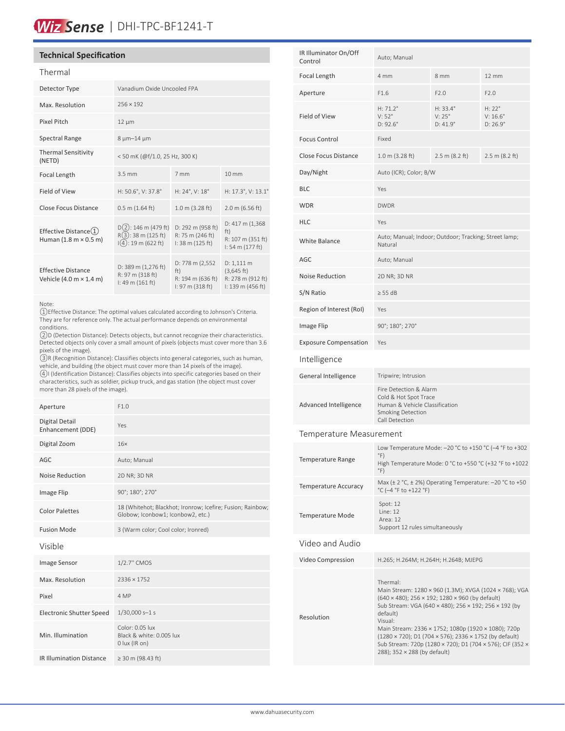## Technical Specification

### Thermal

| | | | |
|---|---|---|---|
| Detector Type | Vanadium Oxide Uncooled FPA | | |
| Max. Resolution | 256 × 192 | | |
| Pixel Pitch | 12 μm | | |
| Spectral Range | 8 μm–14 μm | | |
| Thermal Sensitivity (NETD) | < 50 mK (@f/1.0, 25 Hz, 300 K) | | |
| Focal Length | 3.5 mm | 7 mm | 10 mm |
| Field of View | H: 50.6°, V: 37.8° | H: 24°, V: 18° | H: 17.3°, V: 13.1° |
| Close Focus Distance | 0.5 m (1.64 ft) | 1.0 m (3.28 ft) | 2.0 m (6.56 ft) |
| Effective Distance① Human (1.8 m × 0.5 m) | D②: 146 m (479 ft) R③: 38 m (125 ft) I④: 19 m (622 ft) | D: 292 m (958 ft) R: 75 m (246 ft) I: 38 m (125 ft) | D: 417 m (1,368 ft) R: 107 m (351 ft) I: 54 m (177 ft) |
| Effective Distance Vehicle (4.0 m × 1.4 m) | D: 389 m (1,276 ft) R: 97 m (318 ft) I: 49 m (161 ft) | D: 778 m (2,552 ft) R: 194 m (636 ft) I: 97 m (318 ft) | D: 1,111 m (3,645 ft) R: 278 m (912 ft) I: 139 m (456 ft) |

Note:
①Effective Distance: The optimal values calculated according to Johnson's Criteria. They are for reference only. The actual performance depends on environmental conditions.
②D (Detection Distance): Detects objects, but cannot recognize their characteristics. Detected objects only cover a small amount of pixels (objects must cover more than 3.6 pixels of the image).
③R (Recognition Distance): Classifies objects into general categories, such as human, vehicle, and building (the object must cover more than 14 pixels of the image).
④I (Identification Distance): Classifies objects into specific categories based on their characteristics, such as soldier, pickup truck, and gas station (the object must cover more than 28 pixels of the image).

| | |
|---|---|
| Aperture | F1.0 |
| Digital Detail Enhancement (DDE) | Yes |
| Digital Zoom | 16× |
| AGC | Auto; Manual |
| Noise Reduction | 2D NR; 3D NR |
| Image Flip | 90°; 180°; 270° |
| Color Palettes | 18 (Whitehot; Blackhot; Ironrow; Icefire; Fusion; Rainbow; Globow; Iconbow1; Iconbow2, etc.) |
| Fusion Mode | 3 (Warm color; Cool color; Ironred) |

### Visible

| | | | |
|---|---|---|---|
| Image Sensor | 1/2.7'' CMOS | | |
| Max. Resolution | 2336 × 1752 | | |
| Pixel | 4 MP | | |
| Electronic Shutter Speed | 1/30,000 s–1 s | | |
| Min. Illumination | Color: 0.05 lux Black & white: 0.005 lux 0 lux (IR on) | | |
| IR Illumination Distance | ≥ 30 m (98.43 ft) | | |
| IR Illuminator On/Off Control | Auto; Manual | | |
| Focal Length | 4 mm | 8 mm | 12 mm |
| Aperture | F1.6 | F2.0 | F2.0 |
| Field of View | H: 71.2° V: 52° D: 92.6° | H: 33.4° V: 25° D: 41.9° | H: 22° V: 16.6° D: 26.9° |
| Focus Control | Fixed | | |
| Close Focus Distance | 1.0 m (3.28 ft) | 2.5 m (8.2 ft) | 2.5 m (8.2 ft) |
| Day/Night | Auto (ICR); Color; B/W | | |
| BLC | Yes | | |
| WDR | DWDR | | |
| HLC | Yes | | |
| White Balance | Auto; Manual; Indoor; Outdoor; Tracking; Street lamp; Natural | | |
| AGC | Auto; Manual | | |
| Noise Reduction | 2D NR; 3D NR | | |
| S/N Ratio | ≥ 55 dB | | |
| Region of Interest (RoI) | Yes | | |
| Image Flip | 90°; 180°; 270° | | |
| Exposure Compensation | Yes | | |

### Intelligence

| | |
|---|---|
| General Intelligence | Tripwire; Intrusion |
| Advanced Intelligence | Fire Detection & Alarm<br>Cold & Hot Spot Trace<br>Human & Vehicle Classification<br>Smoking Detection<br>Call Detection |

### Temperature Measurement

| | |
|---|---|
| Temperature Range | Low Temperature Mode: –20 °C to +150 °C (–4 °F to +302 °F)<br>High Temperature Mode: 0 °C to +550 °C (+32 °F to +1022 °F) |
| Temperature Accuracy | Max (± 2 °C, ± 2%) Operating Temperature: –20 °C to +50 °C (–4 °F to +122 °F) |
| Temperature Mode | Spot: 12<br>Line: 12<br>Area: 12<br>Support 12 rules simultaneously |

### Video and Audio

| | |
|---|---|
| Video Compression | H.265; H.264M; H.264H; H.264B; MJEPG |
| Resolution | Thermal:<br>Main Stream: 1280 × 960 (1.3M); XVGA (1024 × 768); VGA (640 × 480); 256 × 192; 1280 × 960 (by default)<br>Sub Stream: VGA (640 × 480); 256 × 192; 256 × 192 (by default)<br>Visual:<br>Main Stream: 2336 × 1752; 1080p (1920 × 1080); 720p (1280 × 720); D1 (704 × 576); 2336 × 1752 (by default)<br>Sub Stream: 720p (1280 × 720); D1 (704 × 576); CIF (352 × 288); 352 × 288 (by default) |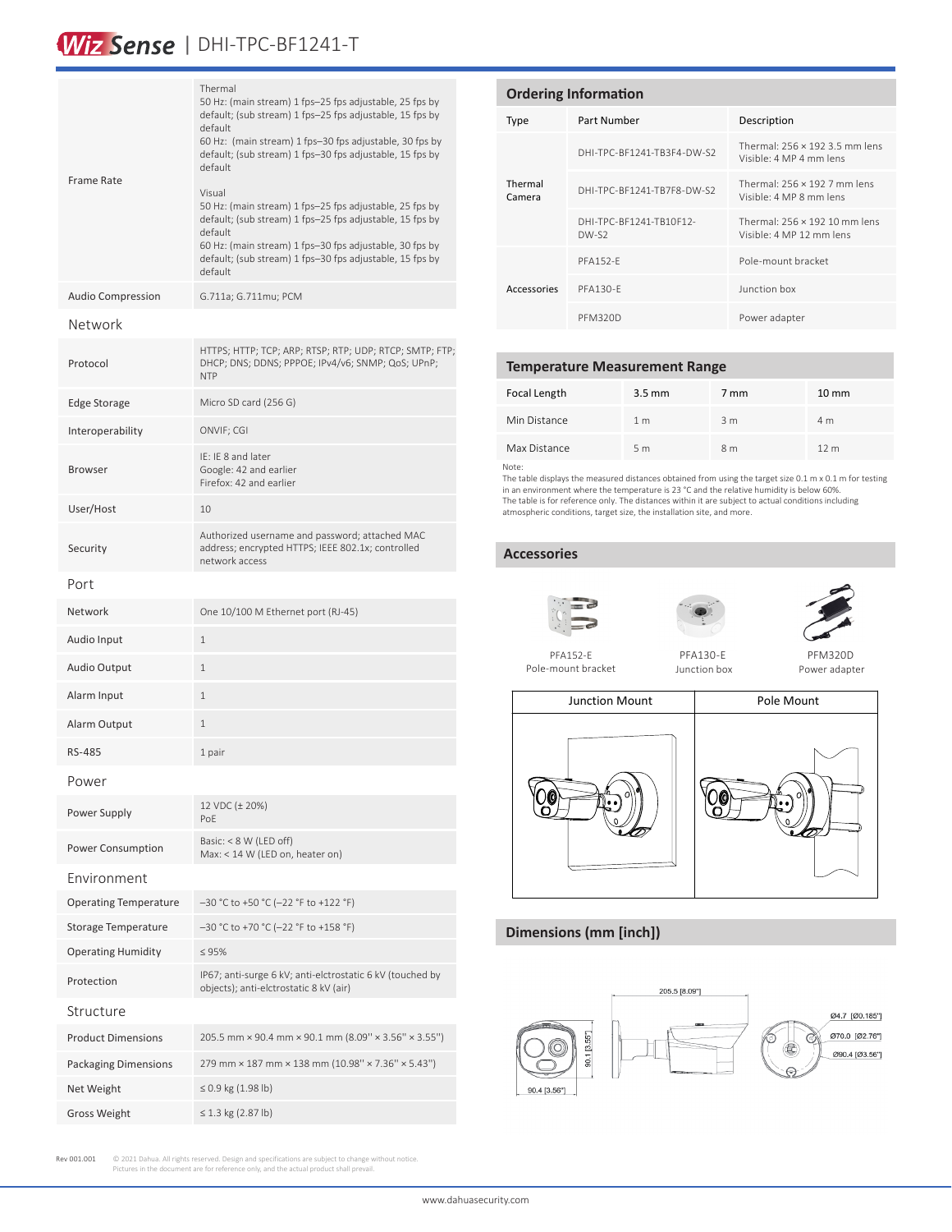# WizSense | DHI-TPC-BF1241-T

| | |
|---|---|
| Frame Rate | Thermal<br>50 Hz: (main stream) 1 fps–25 fps adjustable, 25 fps by default; (sub stream) 1 fps–25 fps adjustable, 15 fps by default<br>60 Hz: (main stream) 1 fps–30 fps adjustable, 30 fps by default; (sub stream) 1 fps–30 fps adjustable, 15 fps by default<br><br>Visual<br>50 Hz: (main stream) 1 fps–25 fps adjustable, 25 fps by default; (sub stream) 1 fps–25 fps adjustable, 15 fps by default<br>60 Hz: (main stream) 1 fps–30 fps adjustable, 30 fps by default; (sub stream) 1 fps–30 fps adjustable, 15 fps by default |
| Audio Compression | G.711a; G.711mu; PCM |

### Network

| | |
|---|---|
| Protocol | HTTPS; HTTP; TCP; ARP; RTSP; RTP; UDP; RTCP; SMTP; FTP; DHCP; DNS; DDNS; PPPOE; IPv4/v6; SNMP; QoS; UPnP; NTP |
| Edge Storage | Micro SD card (256 G) |
| Interoperability | ONVIF; CGI |
| Browser | IE: IE 8 and later<br>Google: 42 and earlier<br>Firefox: 42 and earlier |
| User/Host | 10 |
| Security | Authorized username and password; attached MAC address; encrypted HTTPS; IEEE 802.1x; controlled network access |

### Port

| | |
|---|---|
| Network | One 10/100 M Ethernet port (RJ-45) |
| Audio Input | 1 |
| Audio Output | 1 |
| Alarm Input | 1 |
| Alarm Output | 1 |
| RS-485 | 1 pair |

### Power

| | |
|---|---|
| Power Supply | 12 VDC (± 20%)<br>PoE |
| Power Consumption | Basic: < 8 W (LED off)<br>Max: < 14 W (LED on, heater on) |

### Environment

| | |
|---|---|
| Operating Temperature | –30 °C to +50 °C (–22 °F to +122 °F) |
| Storage Temperature | –30 °C to +70 °C (–22 °F to +158 °F) |
| Operating Humidity | ≤ 95% |
| Protection | IP67; anti-surge 6 kV; anti-elctrostatic 6 kV (touched by objects); anti-elctrostatic 8 kV (air) |

### Structure

| | |
|---|---|
| Product Dimensions | 205.5 mm × 90.4 mm × 90.1 mm (8.09'' × 3.56'' × 3.55'') |
| Packaging Dimensions | 279 mm × 187 mm × 138 mm (10.98'' × 7.36'' × 5.43'') |
| Net Weight | ≤ 0.9 kg (1.98 lb) |
| Gross Weight | ≤ 1.3 kg (2.87 lb) |

## Ordering Information

| Type | Part Number | Description |
|---|---|---|
| Thermal Camera | DHI-TPC-BF1241-TB3F4-DW-S2 | Thermal: 256 × 192 3.5 mm lens<br>Visible: 4 MP 4 mm lens |
| | DHI-TPC-BF1241-TB7F8-DW-S2 | Thermal: 256 × 192 7 mm lens<br>Visible: 4 MP 8 mm lens |
| | DHI-TPC-BF1241-TB10F12-DW-S2 | Thermal: 256 × 192 10 mm lens<br>Visible: 4 MP 12 mm lens |
| Accessories | PFA152-E | Pole-mount bracket |
| | PFA130-E | Junction box |
| | PFM320D | Power adapter |

## Temperature Measurement Range

| Focal Length | 3.5 mm | 7 mm | 10 mm |
|---|---|---|---|
| Min Distance | 1 m | 3 m | 4 m |
| Max Distance | 5 m | 8 m | 12 m |

Note:
The table displays the measured distances obtained from using the target size 0.1 m x 0.1 m for testing in an environment where the temperature is 23 °C and the relative humidity is below 60%.
The table is for reference only. The distances within it are subject to actual conditions including atmospheric conditions, target size, the installation site, and more.

## Accessories

PFA152-E
Pole-mount bracket

PFA130-E
Junction box

PFM320D
Power adapter

| Junction Mount | Pole Mount |
|---|---|

## Dimensions (mm [inch])

205.5 [8.09"]
90.1 [3.55"]
90.4 [3.56"]
Ø4.7 [Ø0.185"]
Ø70.0 [Ø2.76"]
Ø90.4 [Ø3.56"]

Rev 001.001 © 2021 Dahua. All rights reserved. Design and specifications are subject to change without notice.
Pictures in the document are for reference only, and the actual product shall prevail.

www.dahuasecurity.com